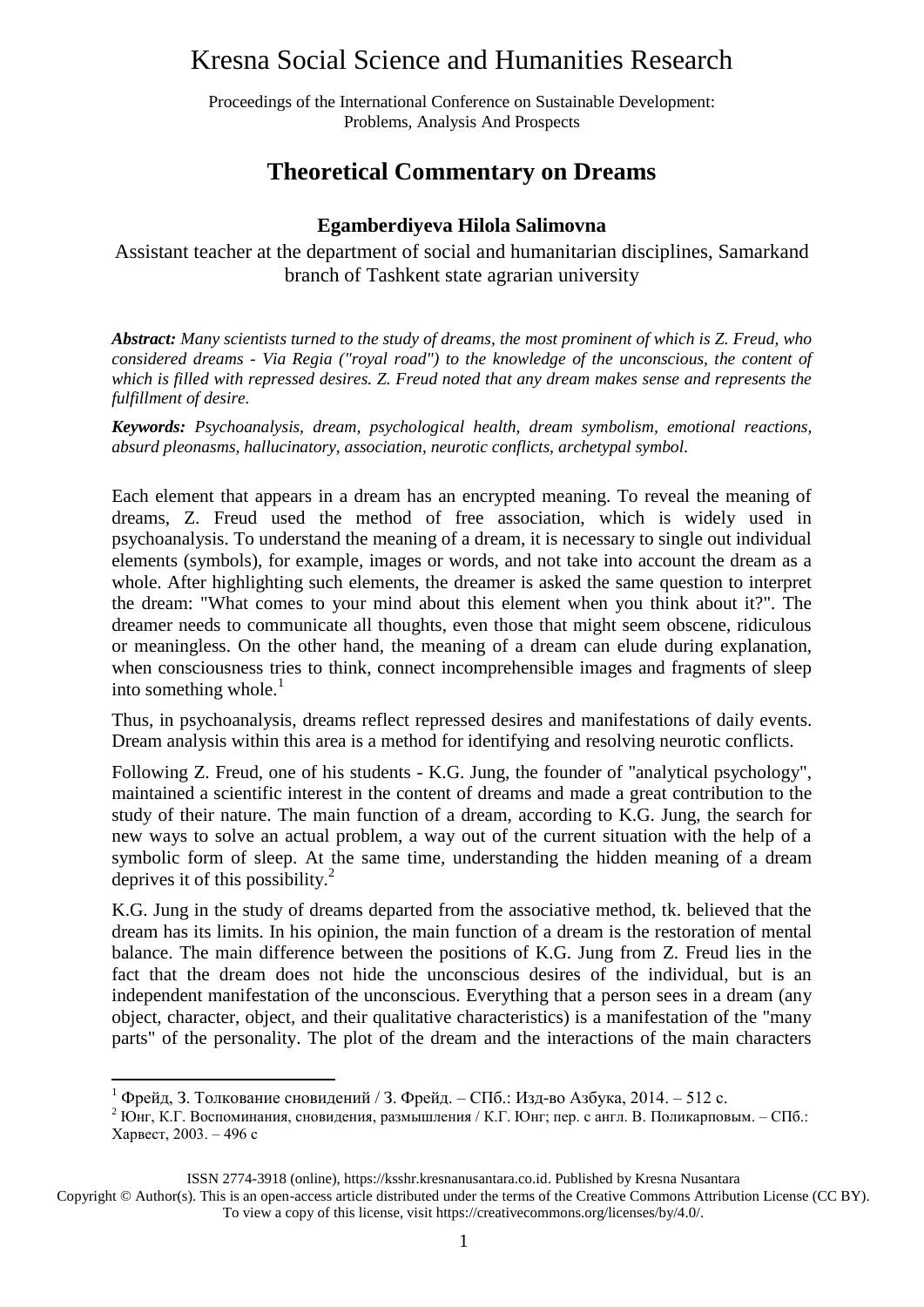# Kresna Social Science and Humanities Research

Proceedings of the International Conference on Sustainable Development: Problems, Analysis And Prospects

## Theoretical Commentary on Dreams

**Egamberdiyeva Hilola Salimovna**

Assistant teacher at the department of social and humanitarian disciplines, Samarkand branch of Tashkent state agrarian university

***Abstract:*** *Many scientists turned to the study of dreams, the most prominent of which is Z. Freud, who considered dreams - Via Regia ("royal road") to the knowledge of the unconscious, the content of which is filled with repressed desires. Z. Freud noted that any dream makes sense and represents the fulfillment of desire.*

***Keywords:*** *Psychoanalysis, dream, psychological health, dream symbolism, emotional reactions, absurd pleonasms, hallucinatory, association, neurotic conflicts, archetypal symbol.*

Each element that appears in a dream has an encrypted meaning. To reveal the meaning of dreams, Z. Freud used the method of free association, which is widely used in psychoanalysis. To understand the meaning of a dream, it is necessary to single out individual elements (symbols), for example, images or words, and not take into account the dream as a whole. After highlighting such elements, the dreamer is asked the same question to interpret the dream: "What comes to your mind about this element when you think about it?". The dreamer needs to communicate all thoughts, even those that might seem obscene, ridiculous or meaningless. On the other hand, the meaning of a dream can elude during explanation, when consciousness tries to think, connect incomprehensible images and fragments of sleep into something whole.[1]

Thus, in psychoanalysis, dreams reflect repressed desires and manifestations of daily events. Dream analysis within this area is a method for identifying and resolving neurotic conflicts.

Following Z. Freud, one of his students - K.G. Jung, the founder of "analytical psychology", maintained a scientific interest in the content of dreams and made a great contribution to the study of their nature. The main function of a dream, according to K.G. Jung, the search for new ways to solve an actual problem, a way out of the current situation with the help of a symbolic form of sleep. At the same time, understanding the hidden meaning of a dream deprives it of this possibility.[2]

K.G. Jung in the study of dreams departed from the associative method, tk. believed that the dream has its limits. In his opinion, the main function of a dream is the restoration of mental balance. The main difference between the positions of K.G. Jung from Z. Freud lies in the fact that the dream does not hide the unconscious desires of the individual, but is an independent manifestation of the unconscious. Everything that a person sees in a dream (any object, character, object, and their qualitative characteristics) is a manifestation of the "many parts" of the personality. The plot of the dream and the interactions of the main characters

---

[1] Фрейд, З. Толкование сновидений / З. Фрейд. – СПб.: Изд-во Азбука, 2014. – 512 с.

[2] Юнг, К.Г. Воспоминания, сновидения, размышления / К.Г. Юнг; пер. с англ. В. Поликарповым. – СПб.: Харвест, 2003. – 496 с

ISSN 2774-3918 (online), https://ksshr.kresnanusantara.co.id. Published by Kresna Nusantara

Copyright © Author(s). This is an open-access article distributed under the terms of the Creative Commons Attribution License (CC BY). To view a copy of this license, visit https://creativecommons.org/licenses/by/4.0/.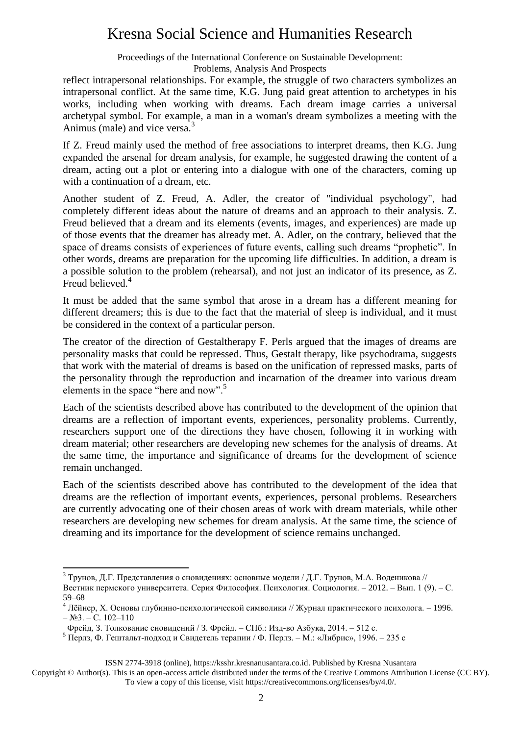reflect intrapersonal relationships. For example, the struggle of two characters symbolizes an intrapersonal conflict. At the same time, K.G. Jung paid great attention to archetypes in his works, including when working with dreams. Each dream image carries a universal archetypal symbol. For example, a man in a woman's dream symbolizes a meeting with the Animus (male) and vice versa.[3]

If Z. Freud mainly used the method of free associations to interpret dreams, then K.G. Jung expanded the arsenal for dream analysis, for example, he suggested drawing the content of a dream, acting out a plot or entering into a dialogue with one of the characters, coming up with a continuation of a dream, etc.

Another student of Z. Freud, A. Adler, the creator of "individual psychology", had completely different ideas about the nature of dreams and an approach to their analysis. Z. Freud believed that a dream and its elements (events, images, and experiences) are made up of those events that the dreamer has already met. A. Adler, on the contrary, believed that the space of dreams consists of experiences of future events, calling such dreams "prophetic". In other words, dreams are preparation for the upcoming life difficulties. In addition, a dream is a possible solution to the problem (rehearsal), and not just an indicator of its presence, as Z. Freud believed.[4]

It must be added that the same symbol that arose in a dream has a different meaning for different dreamers; this is due to the fact that the material of sleep is individual, and it must be considered in the context of a particular person.

The creator of the direction of Gestaltherapy F. Perls argued that the images of dreams are personality masks that could be repressed. Thus, Gestalt therapy, like psychodrama, suggests that work with the material of dreams is based on the unification of repressed masks, parts of the personality through the reproduction and incarnation of the dreamer into various dream elements in the space "here and now".[5]

Each of the scientists described above has contributed to the development of the opinion that dreams are a reflection of important events, experiences, personality problems. Currently, researchers support one of the directions they have chosen, following it in working with dream material; other researchers are developing new schemes for the analysis of dreams. At the same time, the importance and significance of dreams for the development of science remain unchanged.

Each of the scientists described above has contributed to the development of the idea that dreams are the reflection of important events, experiences, personal problems. Researchers are currently advocating one of their chosen areas of work with dream materials, while other researchers are developing new schemes for dream analysis. At the same time, the science of dreaming and its importance for the development of science remains unchanged.

---

[3] Трунов, Д.Г. Представления о сновидениях: основные модели / Д.Г. Трунов, М.А. Воденикова // Вестник пермского университета. Серия Философия. Психология. Социология. – 2012. – Вып. 1 (9). – С. 59–68

[4] Лёйнер, Х. Основы глубинно-психологической символики // Журнал практического психолога. – 1996. – №3. – С. 102–110

Фрейд, З. Толкование сновидений / З. Фрейд. – СПб.: Изд-во Азбука, 2014. – 512 с.

[5] Перлз, Ф. Гештальт-подход и Свидетель терапии / Ф. Перлз. – М.: «Либрис», 1996. – 235 с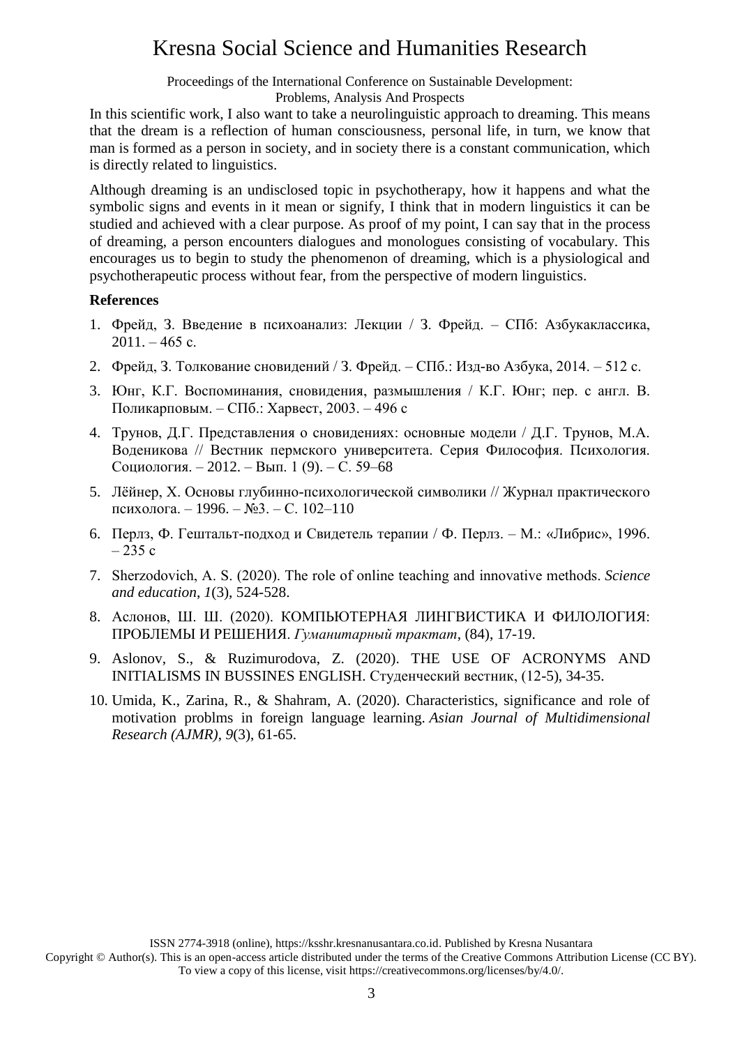In this scientific work, I also want to take a neurolinguistic approach to dreaming. This means that the dream is a reflection of human consciousness, personal life, in turn, we know that man is formed as a person in society, and in society there is a constant communication, which is directly related to linguistics.

Although dreaming is an undisclosed topic in psychotherapy, how it happens and what the symbolic signs and events in it mean or signify, I think that in modern linguistics it can be studied and achieved with a clear purpose. As proof of my point, I can say that in the process of dreaming, a person encounters dialogues and monologues consisting of vocabulary. This encourages us to begin to study the phenomenon of dreaming, which is a physiological and psychotherapeutic process without fear, from the perspective of modern linguistics.

**References**

1. Фрейд, З. Введение в психоанализ: Лекции / З. Фрейд. – СПб: Азбукаклассика, 2011. – 465 с.
2. Фрейд, З. Толкование сновидений / З. Фрейд. – СПб.: Изд-во Азбука, 2014. – 512 с.
3. Юнг, К.Г. Воспоминания, сновидения, размышления / К.Г. Юнг; пер. с англ. В. Поликарповым. – СПб.: Харвест, 2003. – 496 с
4. Трунов, Д.Г. Представления о сновидениях: основные модели / Д.Г. Трунов, М.А. Воденикова // Вестник пермского университета. Серия Философия. Психология. Социология. – 2012. – Вып. 1 (9). – С. 59–68
5. Лёйнер, Х. Основы глубинно-психологической символики // Журнал практического психолога. – 1996. – №3. – С. 102–110
6. Перлз, Ф. Гештальт-подход и Свидетель терапии / Ф. Перлз. – М.: «Либрис», 1996. – 235 с
7. Sherzodovich, A. S. (2020). The role of online teaching and innovative methods. *Science and education*, *1*(3), 524-528.
8. Аслонов, Ш. Ш. (2020). КОМПЬЮТЕРНАЯ ЛИНГВИСТИКА И ФИЛОЛОГИЯ: ПРОБЛЕМЫ И РЕШЕНИЯ. *Гуманитарный трактат*, (84), 17-19.
9. Aslonov, S., & Ruzimurodova, Z. (2020). THE USE OF ACRONYMS AND INITIALISMS IN BUSSINES ENGLISH. Студенческий вестник, (12-5), 34-35.
10. Umida, K., Zarina, R., & Shahram, A. (2020). Characteristics, significance and role of motivation problms in foreign language learning. *Asian Journal of Multidimensional Research (AJMR)*, *9*(3), 61-65.